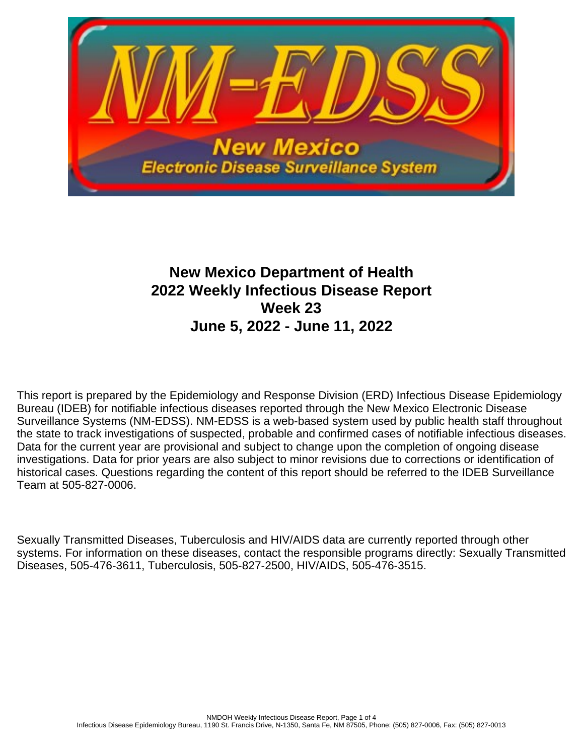# New Mexico Department of Health
# 2022 Weekly Infectious Disease Report
# Week 23
# June 5, 2022 - June 11, 2022

This report is prepared by the Epidemiology and Response Division (ERD) Infectious Disease Epidemiology Bureau (IDEB) for notifiable infectious diseases reported through the New Mexico Electronic Disease Surveillance Systems (NM-EDSS). NM-EDSS is a web-based system used by public health staff throughout the state to track investigations of suspected, probable and confirmed cases of notifiable infectious diseases. Data for the current year are provisional and subject to change upon the completion of ongoing disease investigations. Data for prior years are also subject to minor revisions due to corrections or identification of historical cases. Questions regarding the content of this report should be referred to the IDEB Surveillance Team at 505-827-0006.

Sexually Transmitted Diseases, Tuberculosis and HIV/AIDS data are currently reported through other systems. For information on these diseases, contact the responsible programs directly: Sexually Transmitted Diseases, 505-476-3611, Tuberculosis, 505-827-2500, HIV/AIDS, 505-476-3515.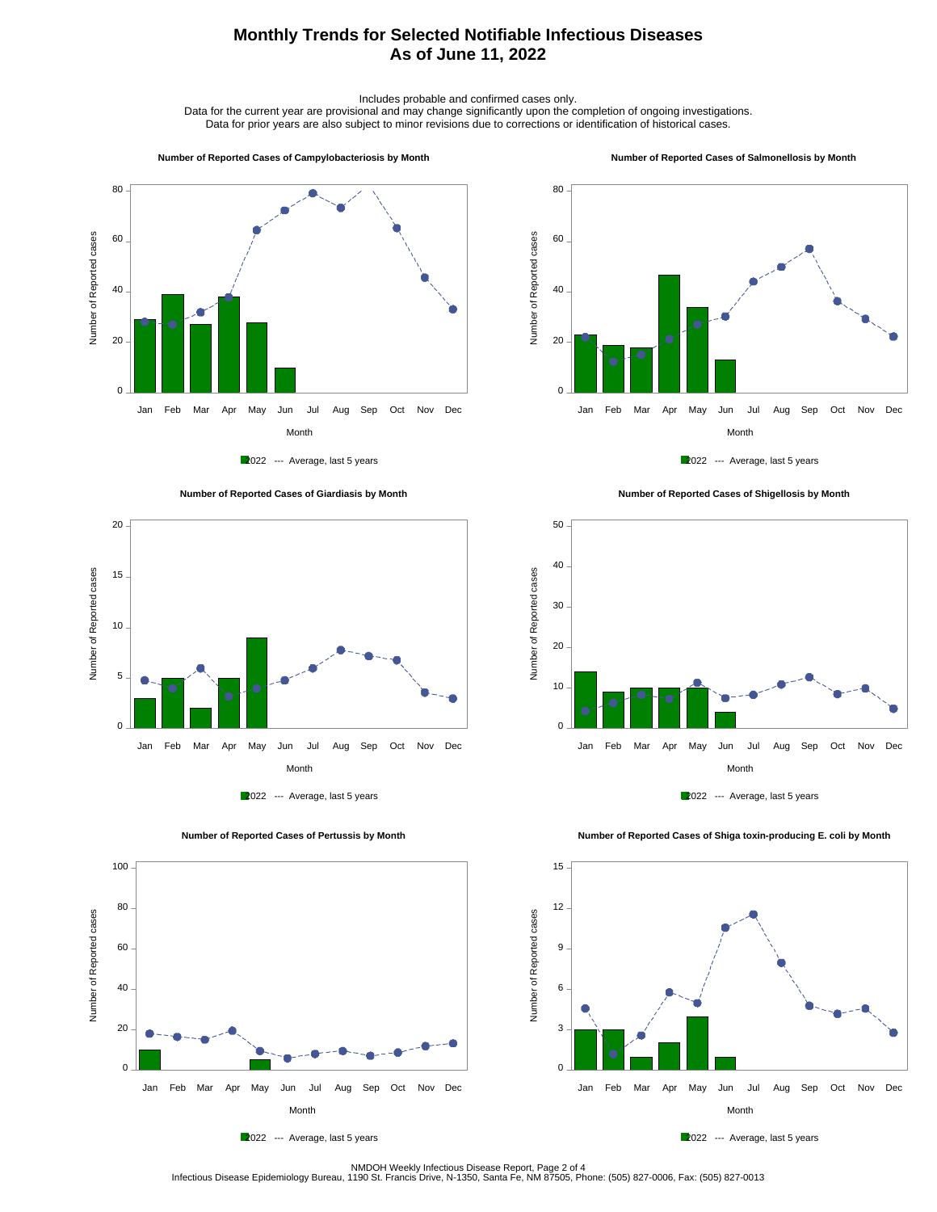# Monthly Trends for Selected Notifiable Infectious Diseases
# As of June 11, 2022

Includes probable and confirmed cases only.
Data for the current year are provisional and may change significantly upon the completion of ongoing investigations.
Data for prior years are also subject to minor revisions due to corrections or identification of historical cases.

**Number of Reported Cases of Campylobacteriosis by Month**

Number of Reported cases (0–80); Month (Jan–Dec)

2022 --- Average, last 5 years

**Number of Reported Cases of Salmonellosis by Month**

Number of Reported cases (0–80); Month (Jan–Dec)

2022 --- Average, last 5 years

**Number of Reported Cases of Giardiasis by Month**

Number of Reported cases (0–20); Month (Jan–Dec)

2022 --- Average, last 5 years

**Number of Reported Cases of Shigellosis by Month**

Number of Reported cases (0–50); Month (Jan–Dec)

2022 --- Average, last 5 years

**Number of Reported Cases of Pertussis by Month**

Number of Reported cases (0–100); Month (Jan–Dec)

2022 --- Average, last 5 years

**Number of Reported Cases of Shiga toxin-producing E. coli by Month**

Number of Reported cases (0–15); Month (Jan–Dec)

2022 --- Average, last 5 years

Infectious Disease Epidemiology Bureau, 1190 St. Francis Drive, N-1350, Santa Fe, NM 87505, Phone: (505) 827-0006, Fax: (505) 827-0013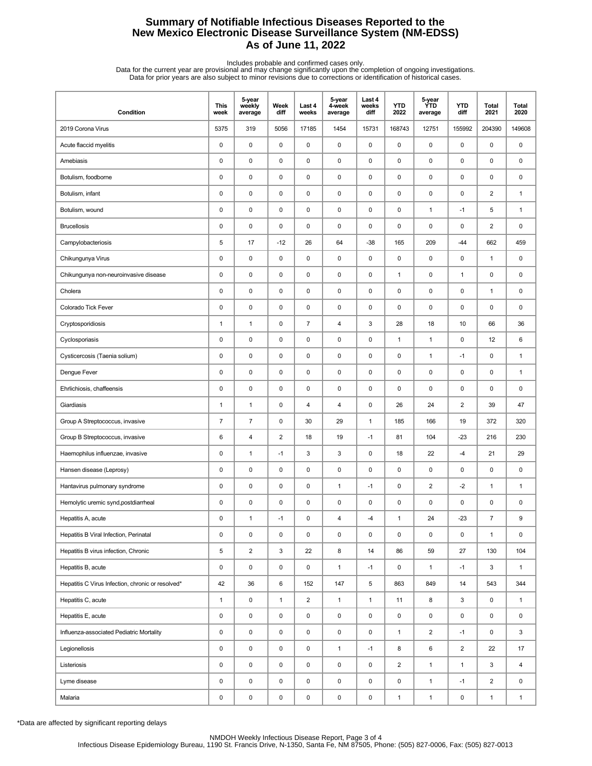# Summary of Notifiable Infectious Diseases Reported to the New Mexico Electronic Disease Surveillance System (NM-EDSS)
## As of June 11, 2022

Includes probable and confirmed cases only.
Data for the current year are provisional and may change significantly upon the completion of ongoing investigations.
Data for prior years are also subject to minor revisions due to corrections or identification of historical cases.

| Condition | This week | 5-year weekly average | Week diff | Last 4 weeks | 5-year 4-week average | Last 4 weeks diff | YTD 2022 | 5-year YTD average | YTD diff | Total 2021 | Total 2020 |
|---|---|---|---|---|---|---|---|---|---|---|---|
| 2019 Corona Virus | 5375 | 319 | 5056 | 17185 | 1454 | 15731 | 168743 | 12751 | 155992 | 204390 | 149608 |
| Acute flaccid myelitis | 0 | 0 | 0 | 0 | 0 | 0 | 0 | 0 | 0 | 0 | 0 |
| Amebiasis | 0 | 0 | 0 | 0 | 0 | 0 | 0 | 0 | 0 | 0 | 0 |
| Botulism, foodborne | 0 | 0 | 0 | 0 | 0 | 0 | 0 | 0 | 0 | 0 | 0 |
| Botulism, infant | 0 | 0 | 0 | 0 | 0 | 0 | 0 | 0 | 0 | 2 | 1 |
| Botulism, wound | 0 | 0 | 0 | 0 | 0 | 0 | 0 | 1 | -1 | 5 | 1 |
| Brucellosis | 0 | 0 | 0 | 0 | 0 | 0 | 0 | 0 | 0 | 2 | 0 |
| Campylobacteriosis | 5 | 17 | -12 | 26 | 64 | -38 | 165 | 209 | -44 | 662 | 459 |
| Chikungunya Virus | 0 | 0 | 0 | 0 | 0 | 0 | 0 | 0 | 0 | 1 | 0 |
| Chikungunya non-neuroinvasive disease | 0 | 0 | 0 | 0 | 0 | 0 | 1 | 0 | 1 | 0 | 0 |
| Cholera | 0 | 0 | 0 | 0 | 0 | 0 | 0 | 0 | 0 | 1 | 0 |
| Colorado Tick Fever | 0 | 0 | 0 | 0 | 0 | 0 | 0 | 0 | 0 | 0 | 0 |
| Cryptosporidiosis | 1 | 1 | 0 | 7 | 4 | 3 | 28 | 18 | 10 | 66 | 36 |
| Cyclosporiasis | 0 | 0 | 0 | 0 | 0 | 0 | 1 | 1 | 0 | 12 | 6 |
| Cysticercosis (Taenia solium) | 0 | 0 | 0 | 0 | 0 | 0 | 0 | 1 | -1 | 0 | 1 |
| Dengue Fever | 0 | 0 | 0 | 0 | 0 | 0 | 0 | 0 | 0 | 0 | 1 |
| Ehrlichiosis, chaffeensis | 0 | 0 | 0 | 0 | 0 | 0 | 0 | 0 | 0 | 0 | 0 |
| Giardiasis | 1 | 1 | 0 | 4 | 4 | 0 | 26 | 24 | 2 | 39 | 47 |
| Group A Streptococcus, invasive | 7 | 7 | 0 | 30 | 29 | 1 | 185 | 166 | 19 | 372 | 320 |
| Group B Streptococcus, invasive | 6 | 4 | 2 | 18 | 19 | -1 | 81 | 104 | -23 | 216 | 230 |
| Haemophilus influenzae, invasive | 0 | 1 | -1 | 3 | 3 | 0 | 18 | 22 | -4 | 21 | 29 |
| Hansen disease (Leprosy) | 0 | 0 | 0 | 0 | 0 | 0 | 0 | 0 | 0 | 0 | 0 |
| Hantavirus pulmonary syndrome | 0 | 0 | 0 | 0 | 1 | -1 | 0 | 2 | -2 | 1 | 1 |
| Hemolytic uremic synd,postdiarrheal | 0 | 0 | 0 | 0 | 0 | 0 | 0 | 0 | 0 | 0 | 0 |
| Hepatitis A, acute | 0 | 1 | -1 | 0 | 4 | -4 | 1 | 24 | -23 | 7 | 9 |
| Hepatitis B Viral Infection, Perinatal | 0 | 0 | 0 | 0 | 0 | 0 | 0 | 0 | 0 | 1 | 0 |
| Hepatitis B virus infection, Chronic | 5 | 2 | 3 | 22 | 8 | 14 | 86 | 59 | 27 | 130 | 104 |
| Hepatitis B, acute | 0 | 0 | 0 | 0 | 1 | -1 | 0 | 1 | -1 | 3 | 1 |
| Hepatitis C Virus Infection, chronic or resolved* | 42 | 36 | 6 | 152 | 147 | 5 | 863 | 849 | 14 | 543 | 344 |
| Hepatitis C, acute | 1 | 0 | 1 | 2 | 1 | 1 | 11 | 8 | 3 | 0 | 1 |
| Hepatitis E, acute | 0 | 0 | 0 | 0 | 0 | 0 | 0 | 0 | 0 | 0 | 0 |
| Influenza-associated Pediatric Mortality | 0 | 0 | 0 | 0 | 0 | 0 | 1 | 2 | -1 | 0 | 3 |
| Legionellosis | 0 | 0 | 0 | 0 | 1 | -1 | 8 | 6 | 2 | 22 | 17 |
| Listeriosis | 0 | 0 | 0 | 0 | 0 | 0 | 2 | 1 | 1 | 3 | 4 |
| Lyme disease | 0 | 0 | 0 | 0 | 0 | 0 | 0 | 1 | -1 | 2 | 0 |
| Malaria | 0 | 0 | 0 | 0 | 0 | 0 | 1 | 1 | 0 | 1 | 1 |

*Data are affected by significant reporting delays

NMDOH Weekly Infectious Disease Report, Page 3 of 4
Infectious Disease Epidemiology Bureau, 1190 St. Francis Drive, N-1350, Santa Fe, NM 87505, Phone: (505) 827-0006, Fax: (505) 827-0013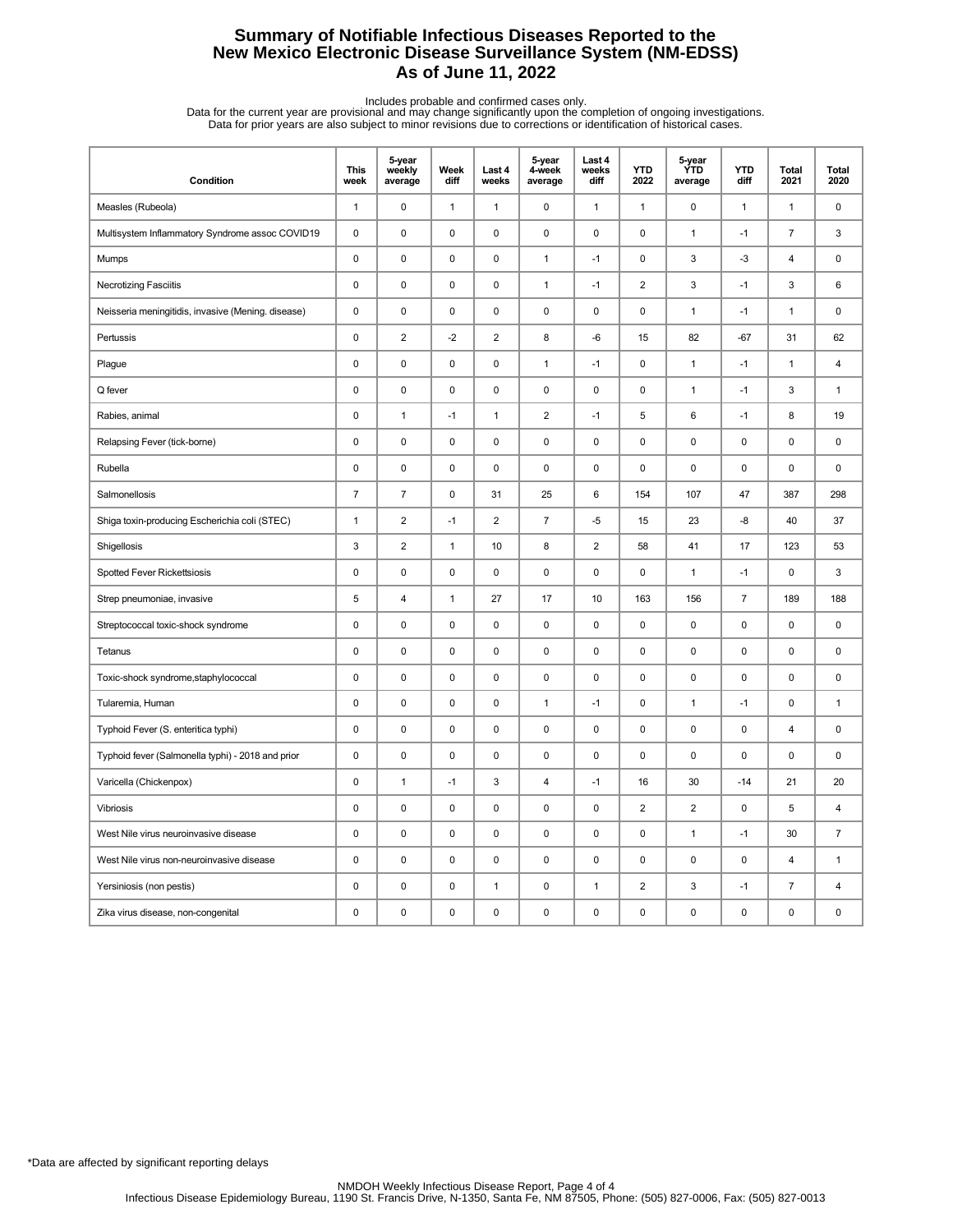# Summary of Notifiable Infectious Diseases Reported to the New Mexico Electronic Disease Surveillance System (NM-EDSS) As of June 11, 2022

Includes probable and confirmed cases only.
Data for the current year are provisional and may change significantly upon the completion of ongoing investigations.
Data for prior years are also subject to minor revisions due to corrections or identification of historical cases.

| Condition | This week | 5-year weekly average | Week diff | Last 4 weeks | 5-year 4-week average | Last 4 weeks diff | YTD 2022 | 5-year YTD average | YTD diff | Total 2021 | Total 2020 |
|---|---|---|---|---|---|---|---|---|---|---|---|
| Measles (Rubeola) | 1 | 0 | 1 | 1 | 0 | 1 | 1 | 0 | 1 | 1 | 0 |
| Multisystem Inflammatory Syndrome assoc COVID19 | 0 | 0 | 0 | 0 | 0 | 0 | 0 | 1 | -1 | 7 | 3 |
| Mumps | 0 | 0 | 0 | 0 | 1 | -1 | 0 | 3 | -3 | 4 | 0 |
| Necrotizing Fasciitis | 0 | 0 | 0 | 0 | 1 | -1 | 2 | 3 | -1 | 3 | 6 |
| Neisseria meningitidis, invasive (Mening. disease) | 0 | 0 | 0 | 0 | 0 | 0 | 0 | 1 | -1 | 1 | 0 |
| Pertussis | 0 | 2 | -2 | 2 | 8 | -6 | 15 | 82 | -67 | 31 | 62 |
| Plague | 0 | 0 | 0 | 0 | 1 | -1 | 0 | 1 | -1 | 1 | 4 |
| Q fever | 0 | 0 | 0 | 0 | 0 | 0 | 0 | 1 | -1 | 3 | 1 |
| Rabies, animal | 0 | 1 | -1 | 1 | 2 | -1 | 5 | 6 | -1 | 8 | 19 |
| Relapsing Fever (tick-borne) | 0 | 0 | 0 | 0 | 0 | 0 | 0 | 0 | 0 | 0 | 0 |
| Rubella | 0 | 0 | 0 | 0 | 0 | 0 | 0 | 0 | 0 | 0 | 0 |
| Salmonellosis | 7 | 7 | 0 | 31 | 25 | 6 | 154 | 107 | 47 | 387 | 298 |
| Shiga toxin-producing Escherichia coli (STEC) | 1 | 2 | -1 | 2 | 7 | -5 | 15 | 23 | -8 | 40 | 37 |
| Shigellosis | 3 | 2 | 1 | 10 | 8 | 2 | 58 | 41 | 17 | 123 | 53 |
| Spotted Fever Rickettsiosis | 0 | 0 | 0 | 0 | 0 | 0 | 0 | 1 | -1 | 0 | 3 |
| Strep pneumoniae, invasive | 5 | 4 | 1 | 27 | 17 | 10 | 163 | 156 | 7 | 189 | 188 |
| Streptococcal toxic-shock syndrome | 0 | 0 | 0 | 0 | 0 | 0 | 0 | 0 | 0 | 0 | 0 |
| Tetanus | 0 | 0 | 0 | 0 | 0 | 0 | 0 | 0 | 0 | 0 | 0 |
| Toxic-shock syndrome,staphylococcal | 0 | 0 | 0 | 0 | 0 | 0 | 0 | 0 | 0 | 0 | 0 |
| Tularemia, Human | 0 | 0 | 0 | 0 | 1 | -1 | 0 | 1 | -1 | 0 | 1 |
| Typhoid Fever (S. enteritica typhi) | 0 | 0 | 0 | 0 | 0 | 0 | 0 | 0 | 0 | 4 | 0 |
| Typhoid fever (Salmonella typhi) - 2018 and prior | 0 | 0 | 0 | 0 | 0 | 0 | 0 | 0 | 0 | 0 | 0 |
| Varicella (Chickenpox) | 0 | 1 | -1 | 3 | 4 | -1 | 16 | 30 | -14 | 21 | 20 |
| Vibriosis | 0 | 0 | 0 | 0 | 0 | 0 | 2 | 2 | 0 | 5 | 4 |
| West Nile virus neuroinvasive disease | 0 | 0 | 0 | 0 | 0 | 0 | 0 | 1 | -1 | 30 | 7 |
| West Nile virus non-neuroinvasive disease | 0 | 0 | 0 | 0 | 0 | 0 | 0 | 0 | 0 | 4 | 1 |
| Yersiniosis (non pestis) | 0 | 0 | 0 | 1 | 0 | 1 | 2 | 3 | -1 | 7 | 4 |
| Zika virus disease, non-congenital | 0 | 0 | 0 | 0 | 0 | 0 | 0 | 0 | 0 | 0 | 0 |

*Data are affected by significant reporting delays

NMDOH Weekly Infectious Disease Report, Page 4 of 4
Infectious Disease Epidemiology Bureau, 1190 St. Francis Drive, N-1350, Santa Fe, NM 87505, Phone: (505) 827-0006, Fax: (505) 827-0013